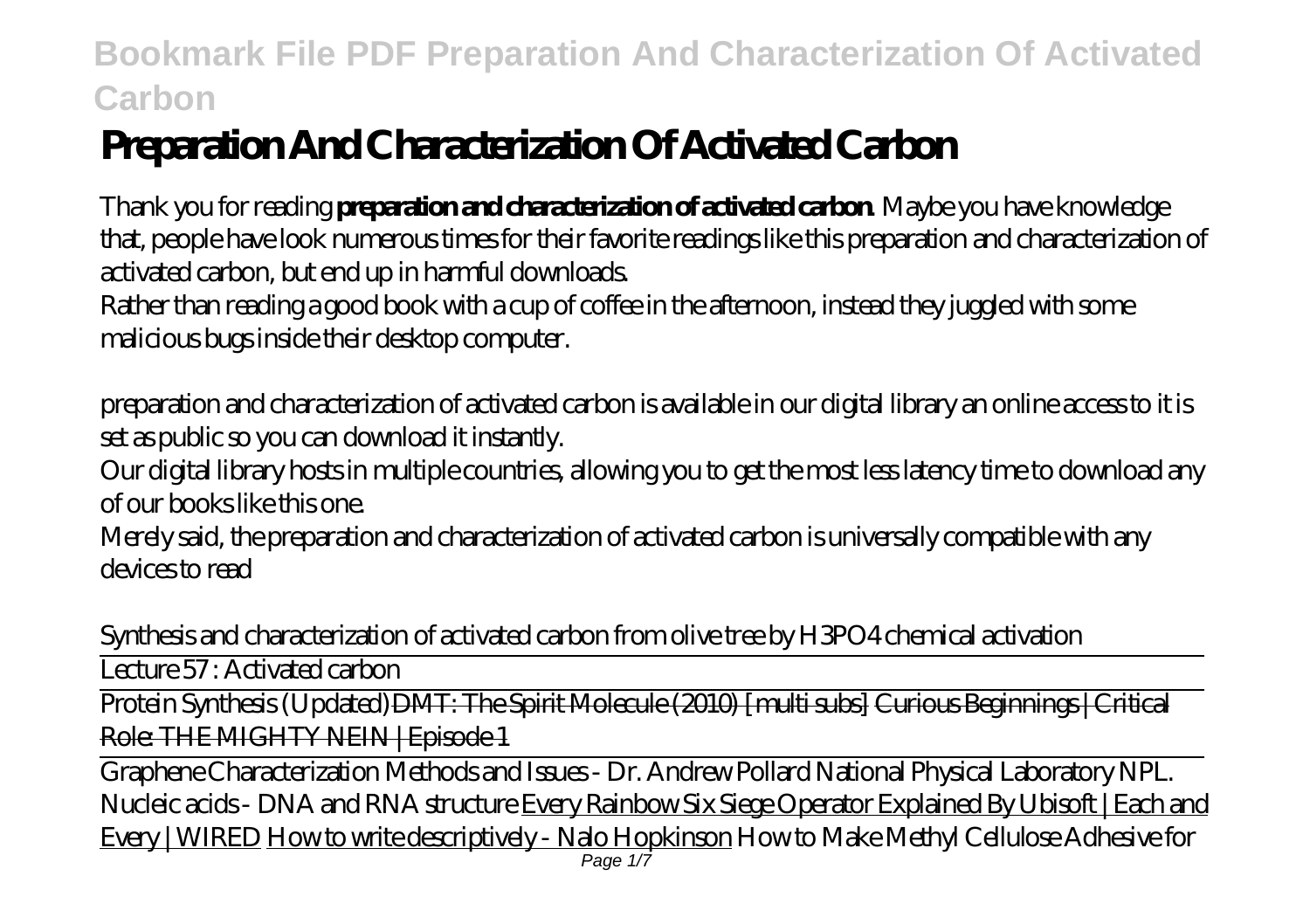# Preparation And Characterization Of Activated Carbon

Thank you for reading **preparation and characterization of activated carbon**. Maybe you have knowledge that, people have look numerous times for their favorite readings like this preparation and characterization of activated carbon, but end up in harmful downloads.

Rather than reading a good book with a cup of coffee in the afternoon, instead they juggled with some malicious bugs inside their desktop computer.

preparation and characterization of activated carbon is available in our digital library an online access to it is set as public so you can download it instantly.

Our digital library hosts in multiple countries, allowing you to get the most less latency time to download any of our books like this one.

Merely said, the preparation and characterization of activated carbon is universally compatible with any devices to read

*Synthesis and characterization of activated carbon from olive tree by H3PO4 chemical activation*

Lecture 57 : Activated carbon

Protein Synthesis (Updated) DMT: The Spirit Molecule (2010) [multi subs] Curious Beginnings | Critical Role: THE MIGHTY NEIN | Episode 1

Graphene Characterization Methods and Issues - Dr. Andrew Pollard National Physical Laboratory NPL. *Nucleic acids - DNA and RNA structure* Every Rainbow Six Siege Operator Explained By Ubisoft | Each and Every | WIRED How to write descriptively - Nalo Hopkinson *How to Make Methyl Cellulose Adhesive for*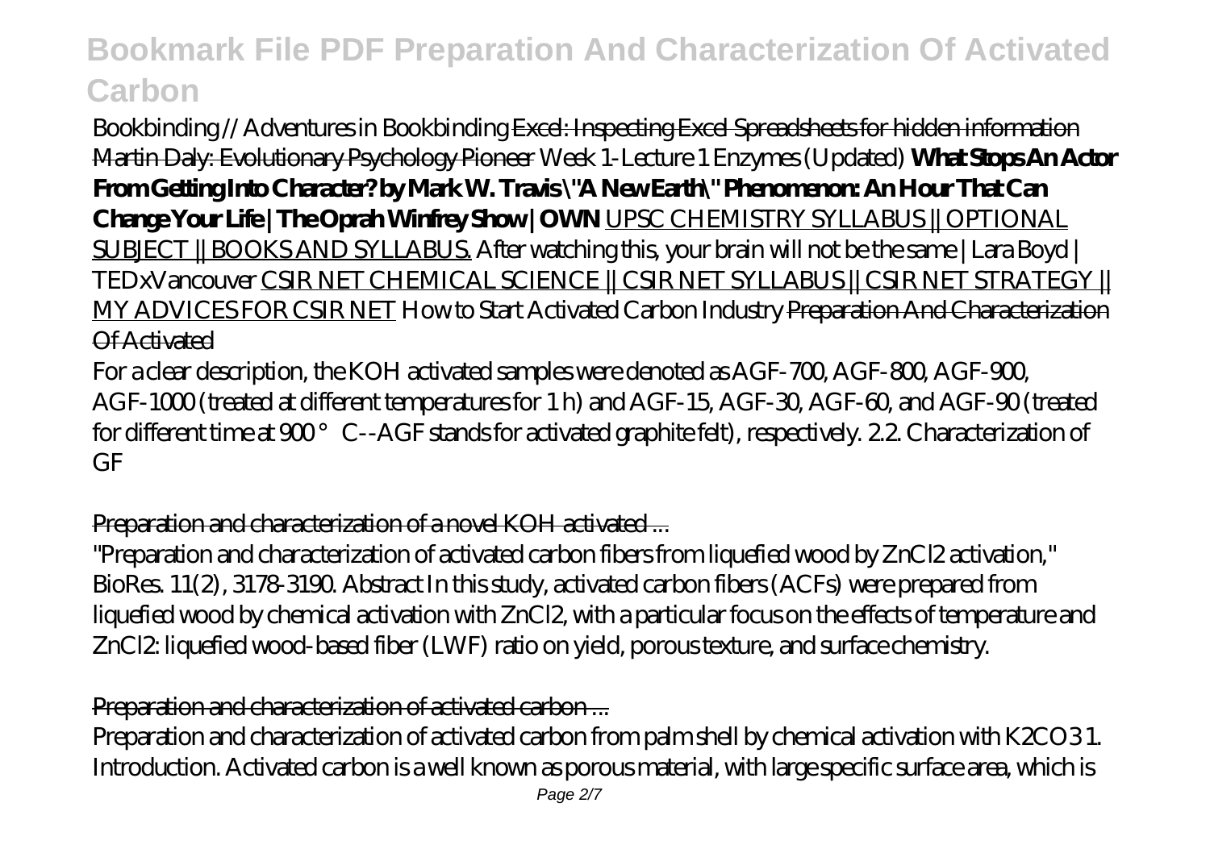*Bookbinding // Adventures in Bookbinding* ~~Excel: Inspecting Excel Spreadsheets for hidden information~~ ~~Martin Daly: Evolutionary Psychology Pioneer~~ *Week 1-Lecture 1 Enzymes (Updated)* **What Stops An Actor From Getting Into Character? by Mark W. Travis** **"A New Earth" Phenomenon: An Hour That Can Change Your Life | The Oprah Winfrey Show | OWN** UPSC CHEMISTRY SYLLABUS || OPTIONAL SUBJECT || BOOKS AND SYLLABUS. *After watching this, your brain will not be the same | Lara Boyd | TEDxVancouver* CSIR NET CHEMICAL SCIENCE || CSIR NET SYLLABUS || CSIR NET STRATEGY || MY ADVICES FOR CSIR NET *How to Start Activated Carbon Industry* ~~Preparation And Characterization Of Activated~~

For a clear description, the KOH activated samples were denoted as AGF-700, AGF-800, AGF-900, AGF-1000 (treated at different temperatures for 1 h) and AGF-15, AGF-30, AGF-60, and AGF-90 (treated for different time at 900 °C--AGF stands for activated graphite felt), respectively. 2.2. Characterization of GF

Preparation and characterization of a novel KOH activated ...

"Preparation and characterization of activated carbon fibers from liquefied wood by $ZnCl_2$ activation," BioRes. 11(2), 3178-3190. Abstract In this study, activated carbon fibers (ACFs) were prepared from liquefied wood by chemical activation with $ZnCl_2$, with a particular focus on the effects of temperature and $ZnCl_2$: liquefied wood-based fiber (LWF) ratio on yield, porous texture, and surface chemistry.

Preparation and characterization of activated carbon ...

Preparation and characterization of activated carbon from palm shell by chemical activation with $K_2CO_3$ 1. Introduction. Activated carbon is a well known as porous material, with large specific surface area, which is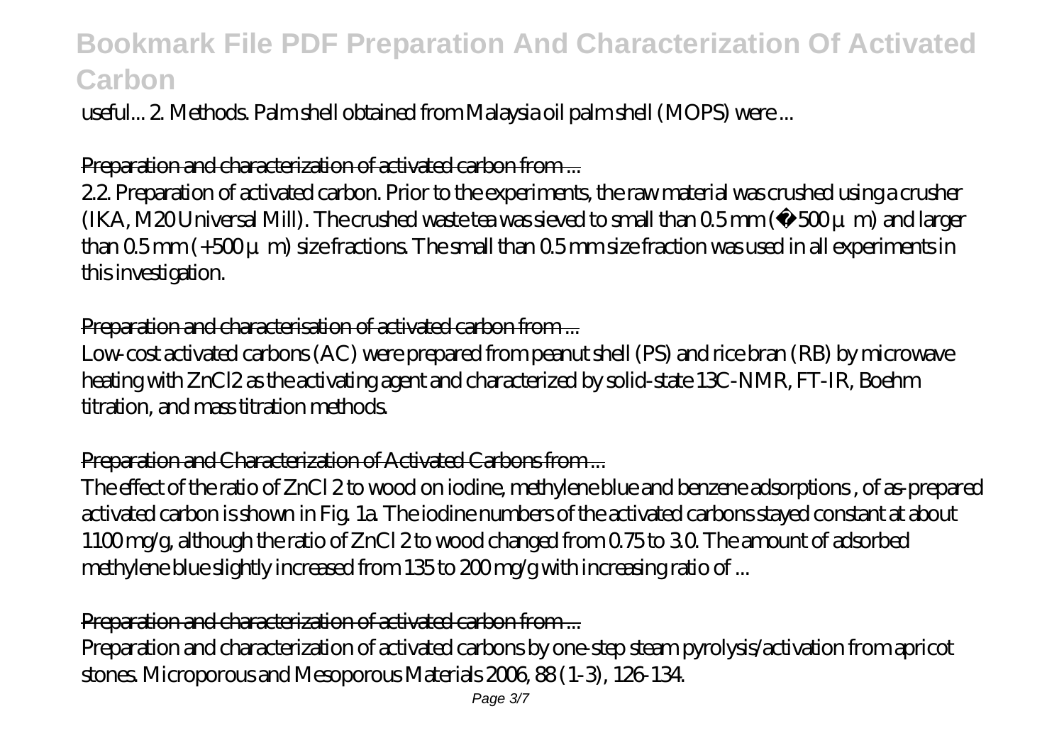useful... 2. Methods. Palm shell obtained from Malaysia oil palm shell (MOPS) were ...

## Preparation and characterization of activated carbon from ...

2.2. Preparation of activated carbon. Prior to the experiments, the raw material was crushed using a crusher (IKA, M20 Universal Mill). The crushed waste tea was sieved to small than 0.5 mm (−500 μm) and larger than 0.5 mm (+500 μm) size fractions. The small than 0.5 mm size fraction was used in all experiments in this investigation.

## Preparation and characterisation of activated carbon from ...

Low-cost activated carbons (AC) were prepared from peanut shell (PS) and rice bran (RB) by microwave heating with $ZnCl_2$ as the activating agent and characterized by solid-state 13C-NMR, FT-IR, Boehm titration, and mass titration methods.

## Preparation and Characterization of Activated Carbons from ...

The effect of the ratio of $ZnCl_2$ to wood on iodine, methylene blue and benzene adsorptions , of as-prepared activated carbon is shown in Fig. 1a. The iodine numbers of the activated carbons stayed constant at about 1100 mg/g, although the ratio of $ZnCl_2$ to wood changed from 0.75 to 3.0. The amount of adsorbed methylene blue slightly increased from 135 to 200 mg/g with increasing ratio of ...

## Preparation and characterization of activated carbon from ...

Preparation and characterization of activated carbons by one-step steam pyrolysis/activation from apricot stones. Microporous and Mesoporous Materials 2006, 88 (1-3), 126-134.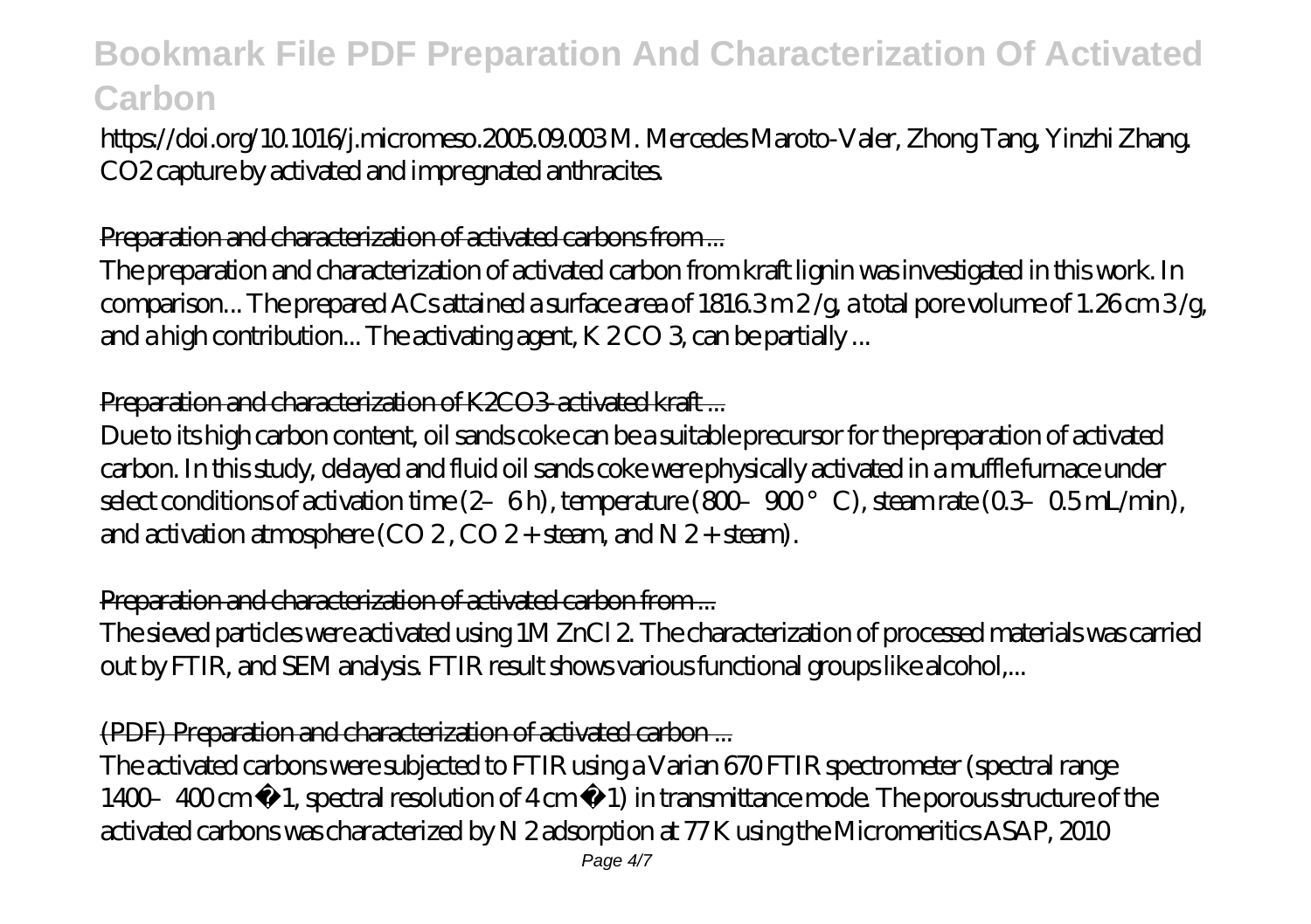https://doi.org/10.1016/j.micromeso.2005.09.003 M. Mercedes Maroto-Valer, Zhong Tang, Yinzhi Zhang. $CO_2$ capture by activated and impregnated anthracites.

## Preparation and characterization of activated carbons from ...

The preparation and characterization of activated carbon from kraft lignin was investigated in this work. In comparison... The prepared ACs attained a surface area of 1816.3 $m^2/g$, a total pore volume of 1.26 $cm^3/g$, and a high contribution... The activating agent, $K_2CO_3$, can be partially ...

## Preparation and characterization of K2CO3-activated kraft ...

Due to its high carbon content, oil sands coke can be a suitable precursor for the preparation of activated carbon. In this study, delayed and fluid oil sands coke were physically activated in a muffle furnace under select conditions of activation time (2–6 h), temperature (800–900 °C), steam rate (0.3–0.5 mL/min), and activation atmosphere ($CO_2$, $CO_2$ + steam, and $N_2$ + steam).

## Preparation and characterization of activated carbon from ...

The sieved particles were activated using 1M $ZnCl_2$. The characterization of processed materials was carried out by FTIR, and SEM analysis. FTIR result shows various functional groups like alcohol,...

## (PDF) Preparation and characterization of activated carbon ...

The activated carbons were subjected to FTIR using a Varian 670 FTIR spectrometer (spectral range 1400–400 $cm^{-1}$, spectral resolution of 4 $cm^{-1}$) in transmittance mode. The porous structure of the activated carbons was characterized by $N_2$ adsorption at 77 K using the Micromeritics ASAP, 2010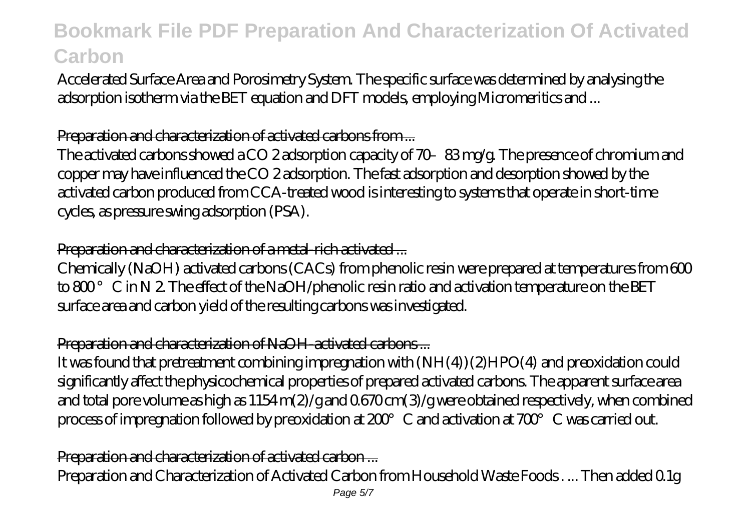Accelerated Surface Area and Porosimetry System. The specific surface was determined by analysing the adsorption isotherm via the BET equation and DFT models, employing Micromeritics and ...

## Preparation and characterization of activated carbons from ...

The activated carbons showed a $CO_2$ adsorption capacity of 70–83 mg/g. The presence of chromium and copper may have influenced the $CO_2$ adsorption. The fast adsorption and desorption showed by the activated carbon produced from CCA-treated wood is interesting to systems that operate in short-time cycles, as pressure swing adsorption (PSA).

## Preparation and characterization of a metal-rich activated ...

Chemically (NaOH) activated carbons (CACs) from phenolic resin were prepared at temperatures from 600 to 800 °C in $N_2$. The effect of the NaOH/phenolic resin ratio and activation temperature on the BET surface area and carbon yield of the resulting carbons was investigated.

## Preparation and characterization of NaOH-activated carbons ...

It was found that pretreatment combining impregnation with $(NH_4)_2HPO_4$ and preoxidation could significantly affect the physicochemical properties of prepared activated carbons. The apparent surface area and total pore volume as high as 1154 $m^2/g$ and 0.670 $cm^3/g$ were obtained respectively, when combined process of impregnation followed by preoxidation at 200°C and activation at 700°C was carried out.

## Preparation and characterization of activated carbon ...

Preparation and Characterization of Activated Carbon from Household Waste Foods . ... Then added 0.1g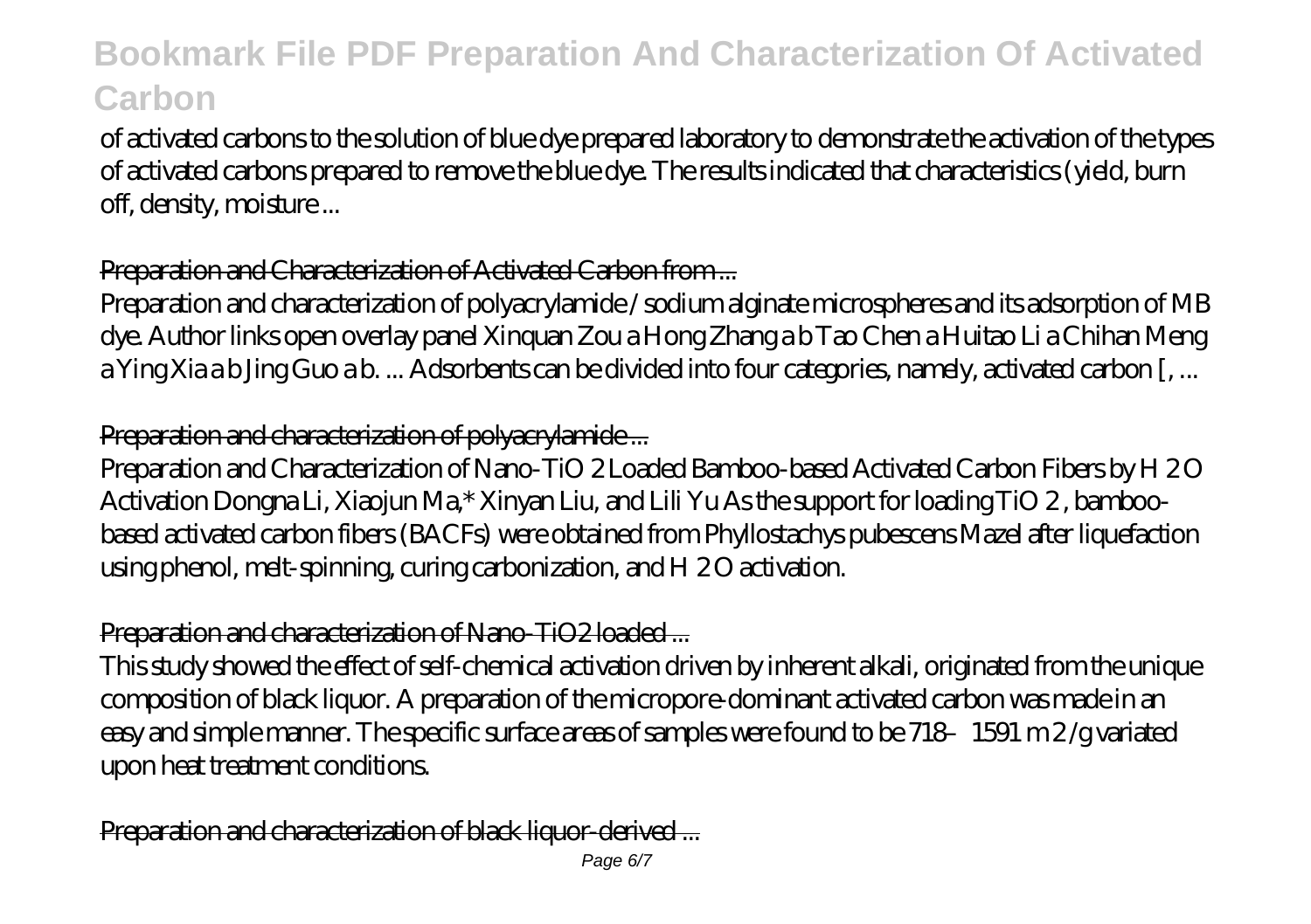of activated carbons to the solution of blue dye prepared laboratory to demonstrate the activation of the types of activated carbons prepared to remove the blue dye. The results indicated that characteristics (yield, burn off, density, moisture ...

## Preparation and Characterization of Activated Carbon from ...

Preparation and characterization of polyacrylamide / sodium alginate microspheres and its adsorption of MB dye. Author links open overlay panel Xinquan Zou a Hong Zhang a b Tao Chen a Huitao Li a Chihan Meng a Ying Xia a b Jing Guo a b. ... Adsorbents can be divided into four categories, namely, activated carbon [, ...

## Preparation and characterization of polyacrylamide ...

Preparation and Characterization of Nano-$TiO_2$ Loaded Bamboo-based Activated Carbon Fibers by $H_2O$ Activation Dongna Li, Xiaojun Ma,* Xinyan Liu, and Lili Yu As the support for loading $TiO_2$, bamboo-based activated carbon fibers (BACFs) were obtained from Phyllostachys pubescens Mazel after liquefaction using phenol, melt-spinning, curing carbonization, and $H_2O$ activation.

## Preparation and characterization of Nano-TiO2 loaded ...

This study showed the effect of self-chemical activation driven by inherent alkali, originated from the unique composition of black liquor. A preparation of the micropore-dominant activated carbon was made in an easy and simple manner. The specific surface areas of samples were found to be 718–1591 $m^2/g$ variated upon heat treatment conditions.

## Preparation and characterization of black liquor-derived ...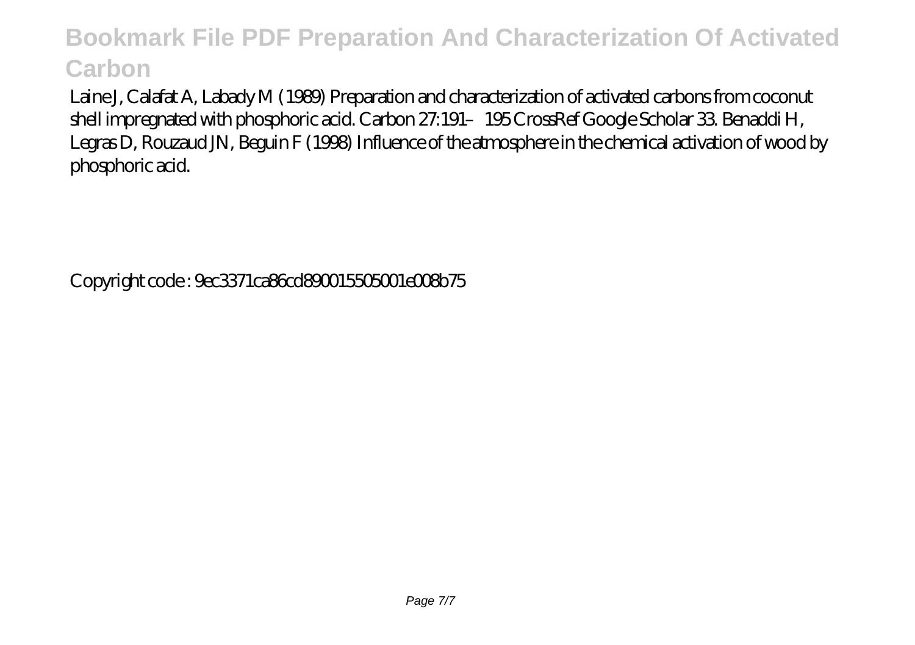Laine J, Calafat A, Labady M (1989) Preparation and characterization of activated carbons from coconut shell impregnated with phosphoric acid. Carbon 27:191–195 CrossRef Google Scholar 33. Benaddi H, Legras D, Rouzaud JN, Beguin F (1998) Influence of the atmosphere in the chemical activation of wood by phosphoric acid.

Copyright code : 9ec3371ca86cd890015505001e008b75